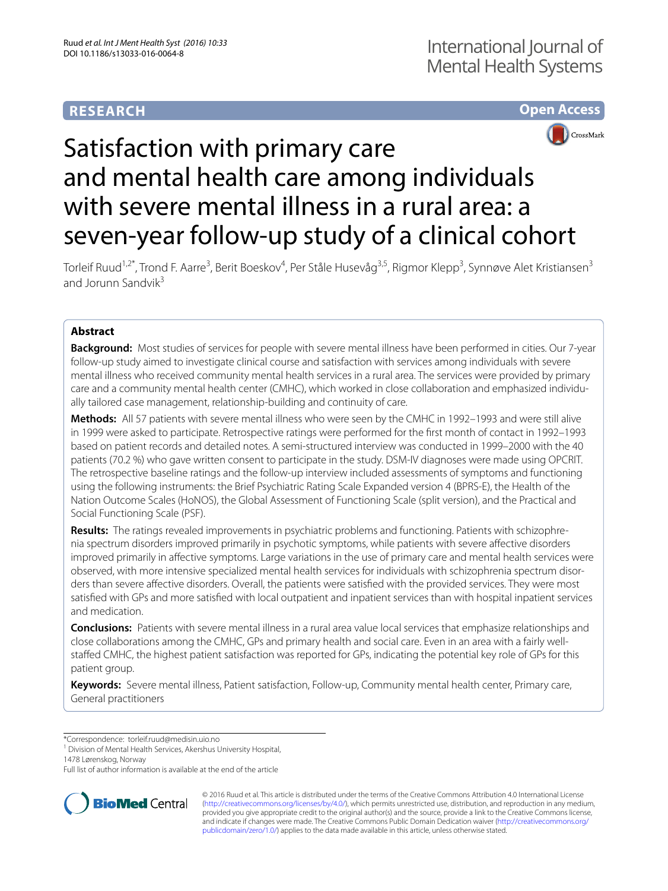RESEARCH

Open Access

# Satisfaction with primary care and mental health care among individuals with severe mental illness in a rural area: a seven-year follow-up study of a clinical cohort

Torleif Ruud[1,2*], Trond F. Aarre[3], Berit Boeskov[4], Per Ståle Husevåg[3,5], Rigmor Klepp[3], Synnøve Alet Kristiansen[3] and Jorunn Sandvik[3]

## Abstract

**Background:** Most studies of services for people with severe mental illness have been performed in cities. Our 7-year follow-up study aimed to investigate clinical course and satisfaction with services among individuals with severe mental illness who received community mental health services in a rural area. The services were provided by primary care and a community mental health center (CMHC), which worked in close collaboration and emphasized individually tailored case management, relationship-building and continuity of care.

**Methods:** All 57 patients with severe mental illness who were seen by the CMHC in 1992–1993 and were still alive in 1999 were asked to participate. Retrospective ratings were performed for the first month of contact in 1992–1993 based on patient records and detailed notes. A semi-structured interview was conducted in 1999–2000 with the 40 patients (70.2 %) who gave written consent to participate in the study. DSM-IV diagnoses were made using OPCRIT. The retrospective baseline ratings and the follow-up interview included assessments of symptoms and functioning using the following instruments: the Brief Psychiatric Rating Scale Expanded version 4 (BPRS-E), the Health of the Nation Outcome Scales (HoNOS), the Global Assessment of Functioning Scale (split version), and the Practical and Social Functioning Scale (PSF).

**Results:** The ratings revealed improvements in psychiatric problems and functioning. Patients with schizophrenia spectrum disorders improved primarily in psychotic symptoms, while patients with severe affective disorders improved primarily in affective symptoms. Large variations in the use of primary care and mental health services were observed, with more intensive specialized mental health services for individuals with schizophrenia spectrum disorders than severe affective disorders. Overall, the patients were satisfied with the provided services. They were most satisfied with GPs and more satisfied with local outpatient and inpatient services than with hospital inpatient services and medication.

**Conclusions:** Patients with severe mental illness in a rural area value local services that emphasize relationships and close collaborations among the CMHC, GPs and primary health and social care. Even in an area with a fairly well-staffed CMHC, the highest patient satisfaction was reported for GPs, indicating the potential key role of GPs for this patient group.

**Keywords:** Severe mental illness, Patient satisfaction, Follow-up, Community mental health center, Primary care, General practitioners

*Correspondence: torleif.ruud@medisin.uio.no
[1] Division of Mental Health Services, Akershus University Hospital, 1478 Lørenskog, Norway
Full list of author information is available at the end of the article

© 2016 Ruud et al. This article is distributed under the terms of the Creative Commons Attribution 4.0 International License (http://creativecommons.org/licenses/by/4.0/), which permits unrestricted use, distribution, and reproduction in any medium, provided you give appropriate credit to the original author(s) and the source, provide a link to the Creative Commons license, and indicate if changes were made. The Creative Commons Public Domain Dedication waiver (http://creativecommons.org/publicdomain/zero/1.0/) applies to the data made available in this article, unless otherwise stated.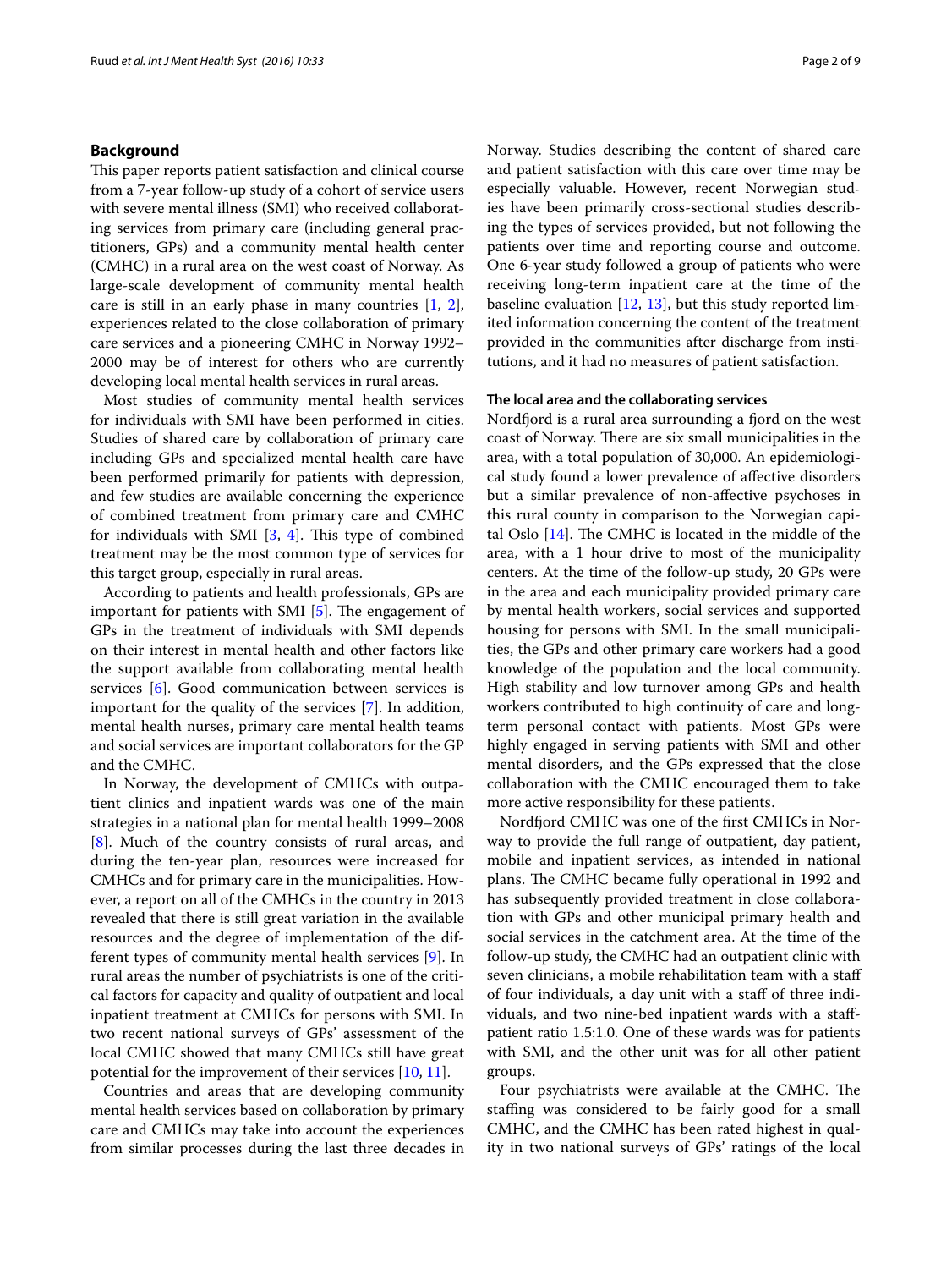## Background

This paper reports patient satisfaction and clinical course from a 7-year follow-up study of a cohort of service users with severe mental illness (SMI) who received collaborating services from primary care (including general practitioners, GPs) and a community mental health center (CMHC) in a rural area on the west coast of Norway. As large-scale development of community mental health care is still in an early phase in many countries [1, 2], experiences related to the close collaboration of primary care services and a pioneering CMHC in Norway 1992–2000 may be of interest for others who are currently developing local mental health services in rural areas.

Most studies of community mental health services for individuals with SMI have been performed in cities. Studies of shared care by collaboration of primary care including GPs and specialized mental health care have been performed primarily for patients with depression, and few studies are available concerning the experience of combined treatment from primary care and CMHC for individuals with SMI [3, 4]. This type of combined treatment may be the most common type of services for this target group, especially in rural areas.

According to patients and health professionals, GPs are important for patients with SMI [5]. The engagement of GPs in the treatment of individuals with SMI depends on their interest in mental health and other factors like the support available from collaborating mental health services [6]. Good communication between services is important for the quality of the services [7]. In addition, mental health nurses, primary care mental health teams and social services are important collaborators for the GP and the CMHC.

In Norway, the development of CMHCs with outpatient clinics and inpatient wards was one of the main strategies in a national plan for mental health 1999–2008 [8]. Much of the country consists of rural areas, and during the ten-year plan, resources were increased for CMHCs and for primary care in the municipalities. However, a report on all of the CMHCs in the country in 2013 revealed that there is still great variation in the available resources and the degree of implementation of the different types of community mental health services [9]. In rural areas the number of psychiatrists is one of the critical factors for capacity and quality of outpatient and local inpatient treatment at CMHCs for persons with SMI. In two recent national surveys of GPs' assessment of the local CMHC showed that many CMHCs still have great potential for the improvement of their services [10, 11].

Countries and areas that are developing community mental health services based on collaboration by primary care and CMHCs may take into account the experiences from similar processes during the last three decades in Norway. Studies describing the content of shared care and patient satisfaction with this care over time may be especially valuable. However, recent Norwegian studies have been primarily cross-sectional studies describing the types of services provided, but not following the patients over time and reporting course and outcome. One 6-year study followed a group of patients who were receiving long-term inpatient care at the time of the baseline evaluation [12, 13], but this study reported limited information concerning the content of the treatment provided in the communities after discharge from institutions, and it had no measures of patient satisfaction.

### The local area and the collaborating services

Nordfjord is a rural area surrounding a fjord on the west coast of Norway. There are six small municipalities in the area, with a total population of 30,000. An epidemiological study found a lower prevalence of affective disorders but a similar prevalence of non-affective psychoses in this rural county in comparison to the Norwegian capital Oslo [14]. The CMHC is located in the middle of the area, with a 1 hour drive to most of the municipality centers. At the time of the follow-up study, 20 GPs were in the area and each municipality provided primary care by mental health workers, social services and supported housing for persons with SMI. In the small municipalities, the GPs and other primary care workers had a good knowledge of the population and the local community. High stability and low turnover among GPs and health workers contributed to high continuity of care and long-term personal contact with patients. Most GPs were highly engaged in serving patients with SMI and other mental disorders, and the GPs expressed that the close collaboration with the CMHC encouraged them to take more active responsibility for these patients.

Nordfjord CMHC was one of the first CMHCs in Norway to provide the full range of outpatient, day patient, mobile and inpatient services, as intended in national plans. The CMHC became fully operational in 1992 and has subsequently provided treatment in close collaboration with GPs and other municipal primary health and social services in the catchment area. At the time of the follow-up study, the CMHC had an outpatient clinic with seven clinicians, a mobile rehabilitation team with a staff of four individuals, a day unit with a staff of three individuals, and two nine-bed inpatient wards with a staff-patient ratio 1.5:1.0. One of these wards was for patients with SMI, and the other unit was for all other patient groups.

Four psychiatrists were available at the CMHC. The staffing was considered to be fairly good for a small CMHC, and the CMHC has been rated highest in quality in two national surveys of GPs' ratings of the local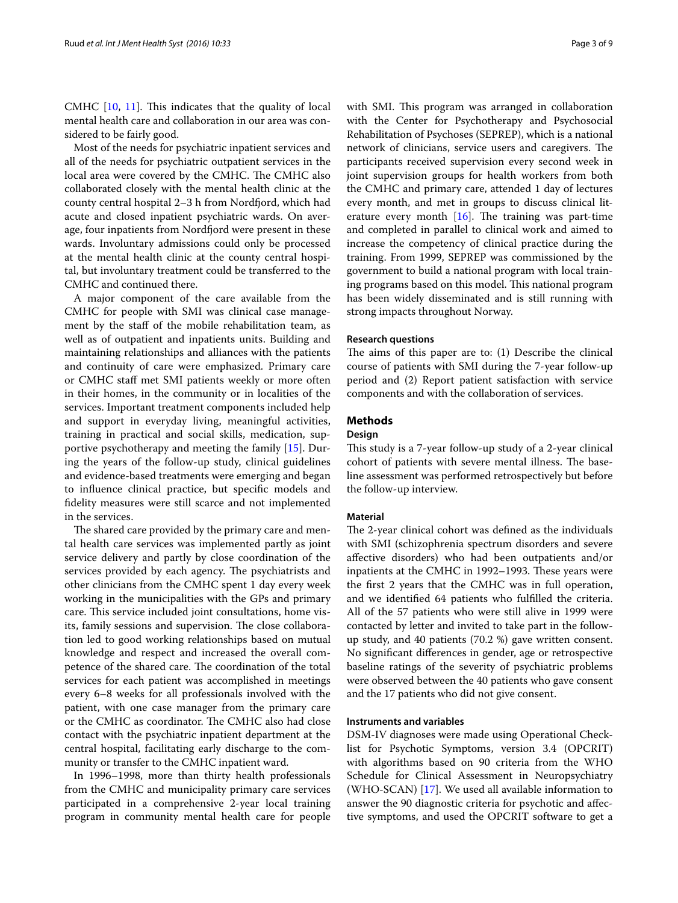CMHC [10, 11]. This indicates that the quality of local mental health care and collaboration in our area was considered to be fairly good.

Most of the needs for psychiatric inpatient services and all of the needs for psychiatric outpatient services in the local area were covered by the CMHC. The CMHC also collaborated closely with the mental health clinic at the county central hospital 2–3 h from Nordfjord, which had acute and closed inpatient psychiatric wards. On average, four inpatients from Nordfjord were present in these wards. Involuntary admissions could only be processed at the mental health clinic at the county central hospital, but involuntary treatment could be transferred to the CMHC and continued there.

A major component of the care available from the CMHC for people with SMI was clinical case management by the staff of the mobile rehabilitation team, as well as of outpatient and inpatients units. Building and maintaining relationships and alliances with the patients and continuity of care were emphasized. Primary care or CMHC staff met SMI patients weekly or more often in their homes, in the community or in localities of the services. Important treatment components included help and support in everyday living, meaningful activities, training in practical and social skills, medication, supportive psychotherapy and meeting the family [15]. During the years of the follow-up study, clinical guidelines and evidence-based treatments were emerging and began to influence clinical practice, but specific models and fidelity measures were still scarce and not implemented in the services.

The shared care provided by the primary care and mental health care services was implemented partly as joint service delivery and partly by close coordination of the services provided by each agency. The psychiatrists and other clinicians from the CMHC spent 1 day every week working in the municipalities with the GPs and primary care. This service included joint consultations, home visits, family sessions and supervision. The close collaboration led to good working relationships based on mutual knowledge and respect and increased the overall competence of the shared care. The coordination of the total services for each patient was accomplished in meetings every 6–8 weeks for all professionals involved with the patient, with one case manager from the primary care or the CMHC as coordinator. The CMHC also had close contact with the psychiatric inpatient department at the central hospital, facilitating early discharge to the community or transfer to the CMHC inpatient ward.

In 1996–1998, more than thirty health professionals from the CMHC and municipality primary care services participated in a comprehensive 2-year local training program in community mental health care for people with SMI. This program was arranged in collaboration with the Center for Psychotherapy and Psychosocial Rehabilitation of Psychoses (SEPREP), which is a national network of clinicians, service users and caregivers. The participants received supervision every second week in joint supervision groups for health workers from both the CMHC and primary care, attended 1 day of lectures every month, and met in groups to discuss clinical literature every month [16]. The training was part-time and completed in parallel to clinical work and aimed to increase the competency of clinical practice during the training. From 1999, SEPREP was commissioned by the government to build a national program with local training programs based on this model. This national program has been widely disseminated and is still running with strong impacts throughout Norway.

### Research questions

The aims of this paper are to: (1) Describe the clinical course of patients with SMI during the 7-year follow-up period and (2) Report patient satisfaction with service components and with the collaboration of services.

## Methods

### Design

This study is a 7-year follow-up study of a 2-year clinical cohort of patients with severe mental illness. The baseline assessment was performed retrospectively but before the follow-up interview.

### Material

The 2-year clinical cohort was defined as the individuals with SMI (schizophrenia spectrum disorders and severe affective disorders) who had been outpatients and/or inpatients at the CMHC in 1992–1993. These years were the first 2 years that the CMHC was in full operation, and we identified 64 patients who fulfilled the criteria. All of the 57 patients who were still alive in 1999 were contacted by letter and invited to take part in the follow-up study, and 40 patients (70.2 %) gave written consent. No significant differences in gender, age or retrospective baseline ratings of the severity of psychiatric problems were observed between the 40 patients who gave consent and the 17 patients who did not give consent.

### Instruments and variables

DSM-IV diagnoses were made using Operational Checklist for Psychotic Symptoms, version 3.4 (OPCRIT) with algorithms based on 90 criteria from the WHO Schedule for Clinical Assessment in Neuropsychiatry (WHO-SCAN) [17]. We used all available information to answer the 90 diagnostic criteria for psychotic and affective symptoms, and used the OPCRIT software to get a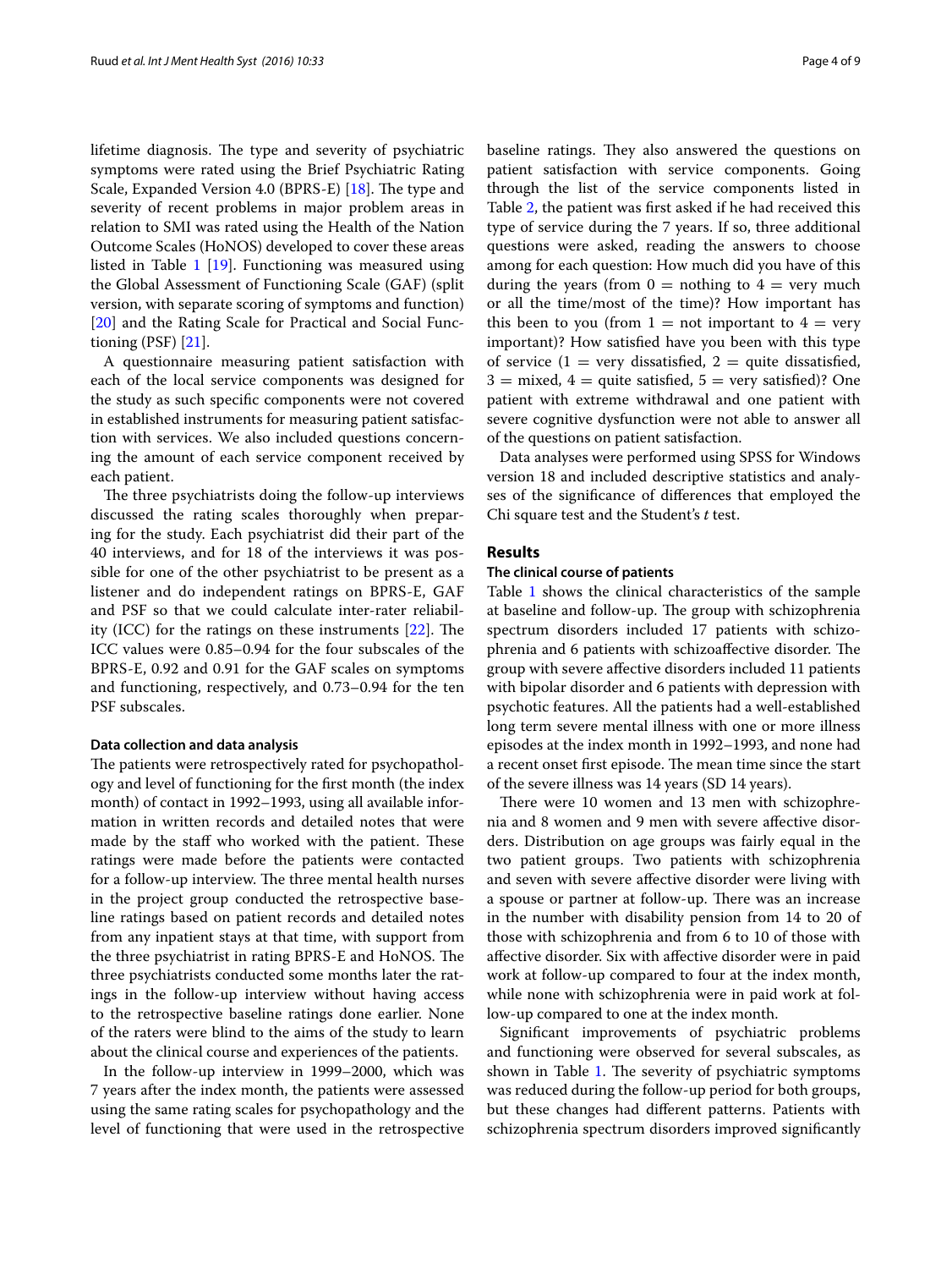lifetime diagnosis. The type and severity of psychiatric symptoms were rated using the Brief Psychiatric Rating Scale, Expanded Version 4.0 (BPRS-E) [18]. The type and severity of recent problems in major problem areas in relation to SMI was rated using the Health of the Nation Outcome Scales (HoNOS) developed to cover these areas listed in Table 1 [19]. Functioning was measured using the Global Assessment of Functioning Scale (GAF) (split version, with separate scoring of symptoms and function) [20] and the Rating Scale for Practical and Social Functioning (PSF) [21].

A questionnaire measuring patient satisfaction with each of the local service components was designed for the study as such specific components were not covered in established instruments for measuring patient satisfaction with services. We also included questions concerning the amount of each service component received by each patient.

The three psychiatrists doing the follow-up interviews discussed the rating scales thoroughly when preparing for the study. Each psychiatrist did their part of the 40 interviews, and for 18 of the interviews it was possible for one of the other psychiatrist to be present as a listener and do independent ratings on BPRS-E, GAF and PSF so that we could calculate inter-rater reliability (ICC) for the ratings on these instruments [22]. The ICC values were 0.85–0.94 for the four subscales of the BPRS-E, 0.92 and 0.91 for the GAF scales on symptoms and functioning, respectively, and 0.73–0.94 for the ten PSF subscales.

#### Data collection and data analysis

The patients were retrospectively rated for psychopathology and level of functioning for the first month (the index month) of contact in 1992–1993, using all available information in written records and detailed notes that were made by the staff who worked with the patient. These ratings were made before the patients were contacted for a follow-up interview. The three mental health nurses in the project group conducted the retrospective baseline ratings based on patient records and detailed notes from any inpatient stays at that time, with support from the three psychiatrist in rating BPRS-E and HoNOS. The three psychiatrists conducted some months later the ratings in the follow-up interview without having access to the retrospective baseline ratings done earlier. None of the raters were blind to the aims of the study to learn about the clinical course and experiences of the patients.

In the follow-up interview in 1999–2000, which was 7 years after the index month, the patients were assessed using the same rating scales for psychopathology and the level of functioning that were used in the retrospective baseline ratings. They also answered the questions on patient satisfaction with service components. Going through the list of the service components listed in Table 2, the patient was first asked if he had received this type of service during the 7 years. If so, three additional questions were asked, reading the answers to choose among for each question: How much did you have of this during the years (from 0 = nothing to 4 = very much or all the time/most of the time)? How important has this been to you (from 1 = not important to 4 = very important)? How satisfied have you been with this type of service (1 = very dissatisfied, 2 = quite dissatisfied, 3 = mixed, 4 = quite satisfied, 5 = very satisfied)? One patient with extreme withdrawal and one patient with severe cognitive dysfunction were not able to answer all of the questions on patient satisfaction.

Data analyses were performed using SPSS for Windows version 18 and included descriptive statistics and analyses of the significance of differences that employed the Chi square test and the Student's *t* test.

## Results

### The clinical course of patients

Table 1 shows the clinical characteristics of the sample at baseline and follow-up. The group with schizophrenia spectrum disorders included 17 patients with schizophrenia and 6 patients with schizoaffective disorder. The group with severe affective disorders included 11 patients with bipolar disorder and 6 patients with depression with psychotic features. All the patients had a well-established long term severe mental illness with one or more illness episodes at the index month in 1992–1993, and none had a recent onset first episode. The mean time since the start of the severe illness was 14 years (SD 14 years).

There were 10 women and 13 men with schizophrenia and 8 women and 9 men with severe affective disorders. Distribution on age groups was fairly equal in the two patient groups. Two patients with schizophrenia and seven with severe affective disorder were living with a spouse or partner at follow-up. There was an increase in the number with disability pension from 14 to 20 of those with schizophrenia and from 6 to 10 of those with affective disorder. Six with affective disorder were in paid work at follow-up compared to four at the index month, while none with schizophrenia were in paid work at follow-up compared to one at the index month.

Significant improvements of psychiatric problems and functioning were observed for several subscales, as shown in Table 1. The severity of psychiatric symptoms was reduced during the follow-up period for both groups, but these changes had different patterns. Patients with schizophrenia spectrum disorders improved significantly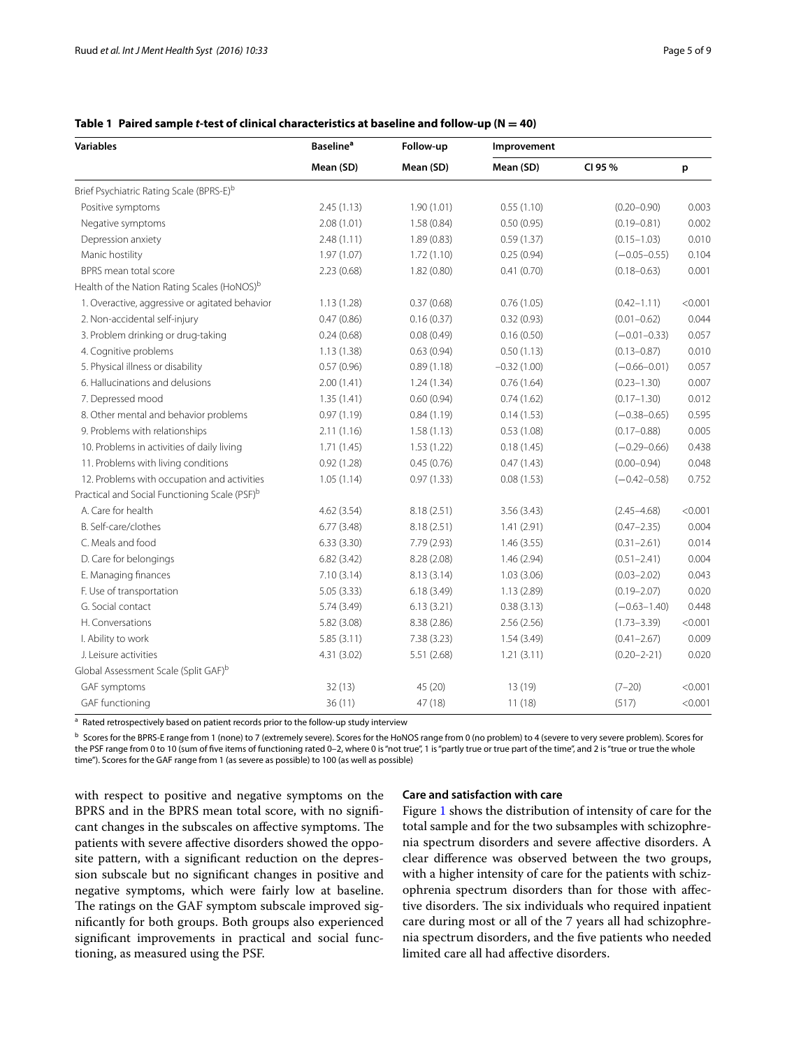**Table 1 Paired sample *t*-test of clinical characteristics at baseline and follow-up (N = 40)**

| Variables | Baseline[a] | Follow-up | Improvement | | |
|---|---|---|---|---|---|
| | Mean (SD) | Mean (SD) | Mean (SD) | CI 95 % | p |
| Brief Psychiatric Rating Scale (BPRS-E)[b] | | | | | |
| Positive symptoms | 2.45 (1.13) | 1.90 (1.01) | 0.55 (1.10) | (0.20–0.90) | 0.003 |
| Negative symptoms | 2.08 (1.01) | 1.58 (0.84) | 0.50 (0.95) | (0.19–0.81) | 0.002 |
| Depression anxiety | 2.48 (1.11) | 1.89 (0.83) | 0.59 (1.37) | (0.15–1.03) | 0.010 |
| Manic hostility | 1.97 (1.07) | 1.72 (1.10) | 0.25 (0.94) | (−0.05–0.55) | 0.104 |
| BPRS mean total score | 2.23 (0.68) | 1.82 (0.80) | 0.41 (0.70) | (0.18–0.63) | 0.001 |
| Health of the Nation Rating Scales (HoNOS)[b] | | | | | |
| 1. Overactive, aggressive or agitated behavior | 1.13 (1.28) | 0.37 (0.68) | 0.76 (1.05) | (0.42–1.11) | <0.001 |
| 2. Non-accidental self-injury | 0.47 (0.86) | 0.16 (0.37) | 0.32 (0.93) | (0.01–0.62) | 0.044 |
| 3. Problem drinking or drug-taking | 0.24 (0.68) | 0.08 (0.49) | 0.16 (0.50) | (−0.01–0.33) | 0.057 |
| 4. Cognitive problems | 1.13 (1.38) | 0.63 (0.94) | 0.50 (1.13) | (0.13–0.87) | 0.010 |
| 5. Physical illness or disability | 0.57 (0.96) | 0.89 (1.18) | −0.32 (1.00) | (−0.66–0.01) | 0.057 |
| 6. Hallucinations and delusions | 2.00 (1.41) | 1.24 (1.34) | 0.76 (1.64) | (0.23–1.30) | 0.007 |
| 7. Depressed mood | 1.35 (1.41) | 0.60 (0.94) | 0.74 (1.62) | (0.17–1.30) | 0.012 |
| 8. Other mental and behavior problems | 0.97 (1.19) | 0.84 (1.19) | 0.14 (1.53) | (−0.38–0.65) | 0.595 |
| 9. Problems with relationships | 2.11 (1.16) | 1.58 (1.13) | 0.53 (1.08) | (0.17–0.88) | 0.005 |
| 10. Problems in activities of daily living | 1.71 (1.45) | 1.53 (1.22) | 0.18 (1.45) | (−0.29–0.66) | 0.438 |
| 11. Problems with living conditions | 0.92 (1.28) | 0.45 (0.76) | 0.47 (1.43) | (0.00–0.94) | 0.048 |
| 12. Problems with occupation and activities | 1.05 (1.14) | 0.97 (1.33) | 0.08 (1.53) | (−0.42–0.58) | 0.752 |
| Practical and Social Functioning Scale (PSF)[b] | | | | | |
| A. Care for health | 4.62 (3.54) | 8.18 (2.51) | 3.56 (3.43) | (2.45–4.68) | <0.001 |
| B. Self-care/clothes | 6.77 (3.48) | 8.18 (2.51) | 1.41 (2.91) | (0.47–2.35) | 0.004 |
| C. Meals and food | 6.33 (3.30) | 7.79 (2.93) | 1.46 (3.55) | (0.31–2.61) | 0.014 |
| D. Care for belongings | 6.82 (3.42) | 8.28 (2.08) | 1.46 (2.94) | (0.51–2.41) | 0.004 |
| E. Managing finances | 7.10 (3.14) | 8.13 (3.14) | 1.03 (3.06) | (0.03–2.02) | 0.043 |
| F. Use of transportation | 5.05 (3.33) | 6.18 (3.49) | 1.13 (2.89) | (0.19–2.07) | 0.020 |
| G. Social contact | 5.74 (3.49) | 6.13 (3.21) | 0.38 (3.13) | (−0.63–1.40) | 0.448 |
| H. Conversations | 5.82 (3.08) | 8.38 (2.86) | 2.56 (2.56) | (1.73–3.39) | <0.001 |
| I. Ability to work | 5.85 (3.11) | 7.38 (3.23) | 1.54 (3.49) | (0.41–2.67) | 0.009 |
| J. Leisure activities | 4.31 (3.02) | 5.51 (2.68) | 1.21 (3.11) | (0.20–2-21) | 0.020 |
| Global Assessment Scale (Split GAF)[b] | | | | | |
| GAF symptoms | 32 (13) | 45 (20) | 13 (19) | (7–20) | <0.001 |
| GAF functioning | 36 (11) | 47 (18) | 11 (18) | (517) | <0.001 |

[a] Rated retrospectively based on patient records prior to the follow-up study interview

[b] Scores for the BPRS-E range from 1 (none) to 7 (extremely severe). Scores for the HoNOS range from 0 (no problem) to 4 (severe to very severe problem). Scores for the PSF range from 0 to 10 (sum of five items of functioning rated 0–2, where 0 is "not true", 1 is "partly true or true part of the time", and 2 is "true or true the whole time"). Scores for the GAF range from 1 (as severe as possible) to 100 (as well as possible)

with respect to positive and negative symptoms on the BPRS and in the BPRS mean total score, with no significant changes in the subscales on affective symptoms. The patients with severe affective disorders showed the opposite pattern, with a significant reduction on the depression subscale but no significant changes in positive and negative symptoms, which were fairly low at baseline. The ratings on the GAF symptom subscale improved significantly for both groups. Both groups also experienced significant improvements in practical and social functioning, as measured using the PSF.

### Care and satisfaction with care

Figure 1 shows the distribution of intensity of care for the total sample and for the two subsamples with schizophrenia spectrum disorders and severe affective disorders. A clear difference was observed between the two groups, with a higher intensity of care for the patients with schizophrenia spectrum disorders than for those with affective disorders. The six individuals who required inpatient care during most or all of the 7 years all had schizophrenia spectrum disorders, and the five patients who needed limited care all had affective disorders.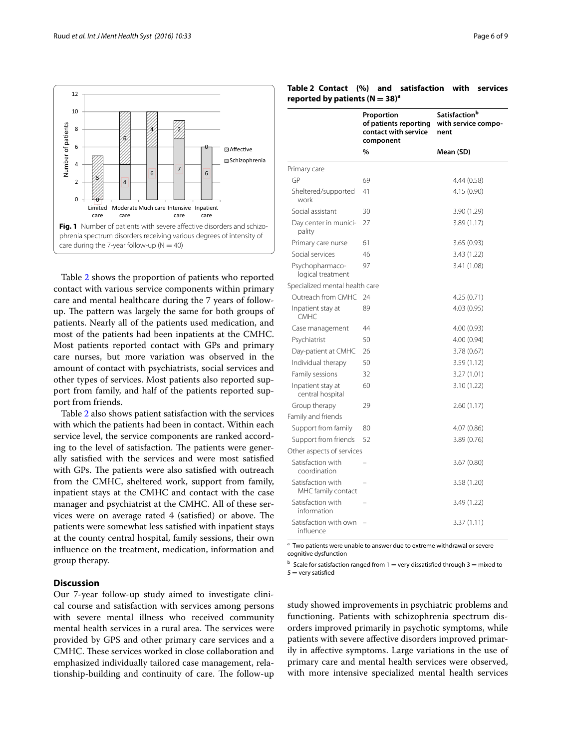Fig. 1 Number of patients with severe affective disorders and schizophrenia spectrum disorders receiving various degrees of intensity of care during the 7-year follow-up (N = 40)

Table 2 shows the proportion of patients who reported contact with various service components within primary care and mental healthcare during the 7 years of follow-up. The pattern was largely the same for both groups of patients. Nearly all of the patients used medication, and most of the patients had been inpatients at the CMHC. Most patients reported contact with GPs and primary care nurses, but more variation was observed in the amount of contact with psychiatrists, social services and other types of services. Most patients also reported support from family, and half of the patients reported support from friends.

Table 2 also shows patient satisfaction with the services with which the patients had been in contact. Within each service level, the service components are ranked according to the level of satisfaction. The patients were generally satisfied with the services and were most satisfied with GPs. The patients were also satisfied with outreach from the CMHC, sheltered work, support from family, inpatient stays at the CMHC and contact with the case manager and psychiatrist at the CMHC. All of these services were on average rated 4 (satisfied) or above. The patients were somewhat less satisfied with inpatient stays at the county central hospital, family sessions, their own influence on the treatment, medication, information and group therapy.

**Table 2 Contact (%) and satisfaction with services reported by patients (N = 38)[a]**

| | Proportion of patients reporting contact with service component | Satisfaction[b] with service component |
|---|---|---|
| | % | Mean (SD) |
| Primary care | | |
| GP | 69 | 4.44 (0.58) |
| Sheltered/supported work | 41 | 4.15 (0.90) |
| Social assistant | 30 | 3.90 (1.29) |
| Day center in municipality | 27 | 3.89 (1.17) |
| Primary care nurse | 61 | 3.65 (0.93) |
| Social services | 46 | 3.43 (1.22) |
| Psychopharmacological treatment | 97 | 3.41 (1.08) |
| Specialized mental health care | | |
| Outreach from CMHC | 24 | 4.25 (0.71) |
| Inpatient stay at CMHC | 89 | 4.03 (0.95) |
| Case management | 44 | 4.00 (0.93) |
| Psychiatrist | 50 | 4.00 (0.94) |
| Day-patient at CMHC | 26 | 3.78 (0.67) |
| Individual therapy | 50 | 3.59 (1.12) |
| Family sessions | 32 | 3.27 (1.01) |
| Inpatient stay at central hospital | 60 | 3.10 (1.22) |
| Group therapy | 29 | 2.60 (1.17) |
| Family and friends | | |
| Support from family | 80 | 4.07 (0.86) |
| Support from friends | 52 | 3.89 (0.76) |
| Other aspects of services | | |
| Satisfaction with coordination | – | 3.67 (0.80) |
| Satisfaction with MHC family contact | – | 3.58 (1.20) |
| Satisfaction with information | – | 3.49 (1.22) |
| Satisfaction with own influence | – | 3.37 (1.11) |

[a] Two patients were unable to answer due to extreme withdrawal or severe cognitive dysfunction

[b] Scale for satisfaction ranged from 1 = very dissatisfied through 3 = mixed to 5 = very satisfied

## Discussion

Our 7-year follow-up study aimed to investigate clinical course and satisfaction with services among persons with severe mental illness who received community mental health services in a rural area. The services were provided by GPS and other primary care services and a CMHC. These services worked in close collaboration and emphasized individually tailored case management, relationship-building and continuity of care. The follow-up study showed improvements in psychiatric problems and functioning. Patients with schizophrenia spectrum disorders improved primarily in psychotic symptoms, while patients with severe affective disorders improved primarily in affective symptoms. Large variations in the use of primary care and mental health services were observed, with more intensive specialized mental health services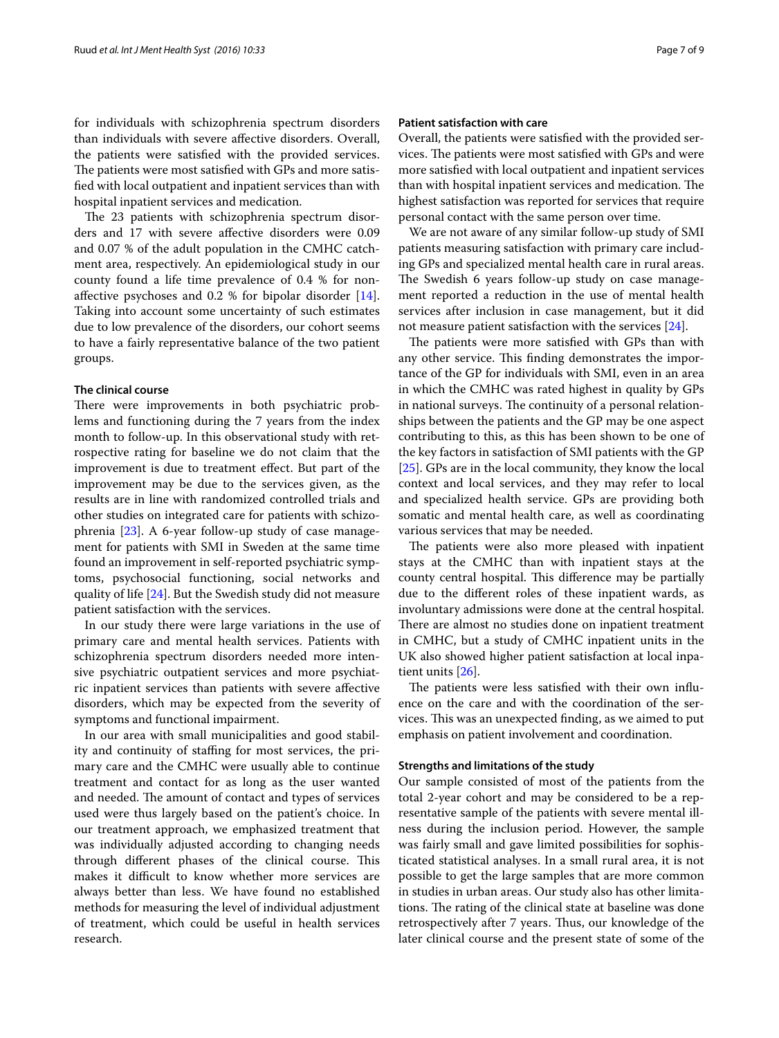for individuals with schizophrenia spectrum disorders than individuals with severe affective disorders. Overall, the patients were satisfied with the provided services. The patients were most satisfied with GPs and more satisfied with local outpatient and inpatient services than with hospital inpatient services and medication.

The 23 patients with schizophrenia spectrum disorders and 17 with severe affective disorders were 0.09 and 0.07 % of the adult population in the CMHC catchment area, respectively. An epidemiological study in our county found a life time prevalence of 0.4 % for non-affective psychoses and 0.2 % for bipolar disorder [14]. Taking into account some uncertainty of such estimates due to low prevalence of the disorders, our cohort seems to have a fairly representative balance of the two patient groups.

#### The clinical course

There were improvements in both psychiatric problems and functioning during the 7 years from the index month to follow-up. In this observational study with retrospective rating for baseline we do not claim that the improvement is due to treatment effect. But part of the improvement may be due to the services given, as the results are in line with randomized controlled trials and other studies on integrated care for patients with schizophrenia [23]. A 6-year follow-up study of case management for patients with SMI in Sweden at the same time found an improvement in self-reported psychiatric symptoms, psychosocial functioning, social networks and quality of life [24]. But the Swedish study did not measure patient satisfaction with the services.

In our study there were large variations in the use of primary care and mental health services. Patients with schizophrenia spectrum disorders needed more intensive psychiatric outpatient services and more psychiatric inpatient services than patients with severe affective disorders, which may be expected from the severity of symptoms and functional impairment.

In our area with small municipalities and good stability and continuity of staffing for most services, the primary care and the CMHC were usually able to continue treatment and contact for as long as the user wanted and needed. The amount of contact and types of services used were thus largely based on the patient's choice. In our treatment approach, we emphasized treatment that was individually adjusted according to changing needs through different phases of the clinical course. This makes it difficult to know whether more services are always better than less. We have found no established methods for measuring the level of individual adjustment of treatment, which could be useful in health services research.

#### Patient satisfaction with care

Overall, the patients were satisfied with the provided services. The patients were most satisfied with GPs and were more satisfied with local outpatient and inpatient services than with hospital inpatient services and medication. The highest satisfaction was reported for services that require personal contact with the same person over time.

We are not aware of any similar follow-up study of SMI patients measuring satisfaction with primary care including GPs and specialized mental health care in rural areas. The Swedish 6 years follow-up study on case management reported a reduction in the use of mental health services after inclusion in case management, but it did not measure patient satisfaction with the services [24].

The patients were more satisfied with GPs than with any other service. This finding demonstrates the importance of the GP for individuals with SMI, even in an area in which the CMHC was rated highest in quality by GPs in national surveys. The continuity of a personal relationships between the patients and the GP may be one aspect contributing to this, as this has been shown to be one of the key factors in satisfaction of SMI patients with the GP [25]. GPs are in the local community, they know the local context and local services, and they may refer to local and specialized health service. GPs are providing both somatic and mental health care, as well as coordinating various services that may be needed.

The patients were also more pleased with inpatient stays at the CMHC than with inpatient stays at the county central hospital. This difference may be partially due to the different roles of these inpatient wards, as involuntary admissions were done at the central hospital. There are almost no studies done on inpatient treatment in CMHC, but a study of CMHC inpatient units in the UK also showed higher patient satisfaction at local inpatient units [26].

The patients were less satisfied with their own influence on the care and with the coordination of the services. This was an unexpected finding, as we aimed to put emphasis on patient involvement and coordination.

#### Strengths and limitations of the study

Our sample consisted of most of the patients from the total 2-year cohort and may be considered to be a representative sample of the patients with severe mental illness during the inclusion period. However, the sample was fairly small and gave limited possibilities for sophisticated statistical analyses. In a small rural area, it is not possible to get the large samples that are more common in studies in urban areas. Our study also has other limitations. The rating of the clinical state at baseline was done retrospectively after 7 years. Thus, our knowledge of the later clinical course and the present state of some of the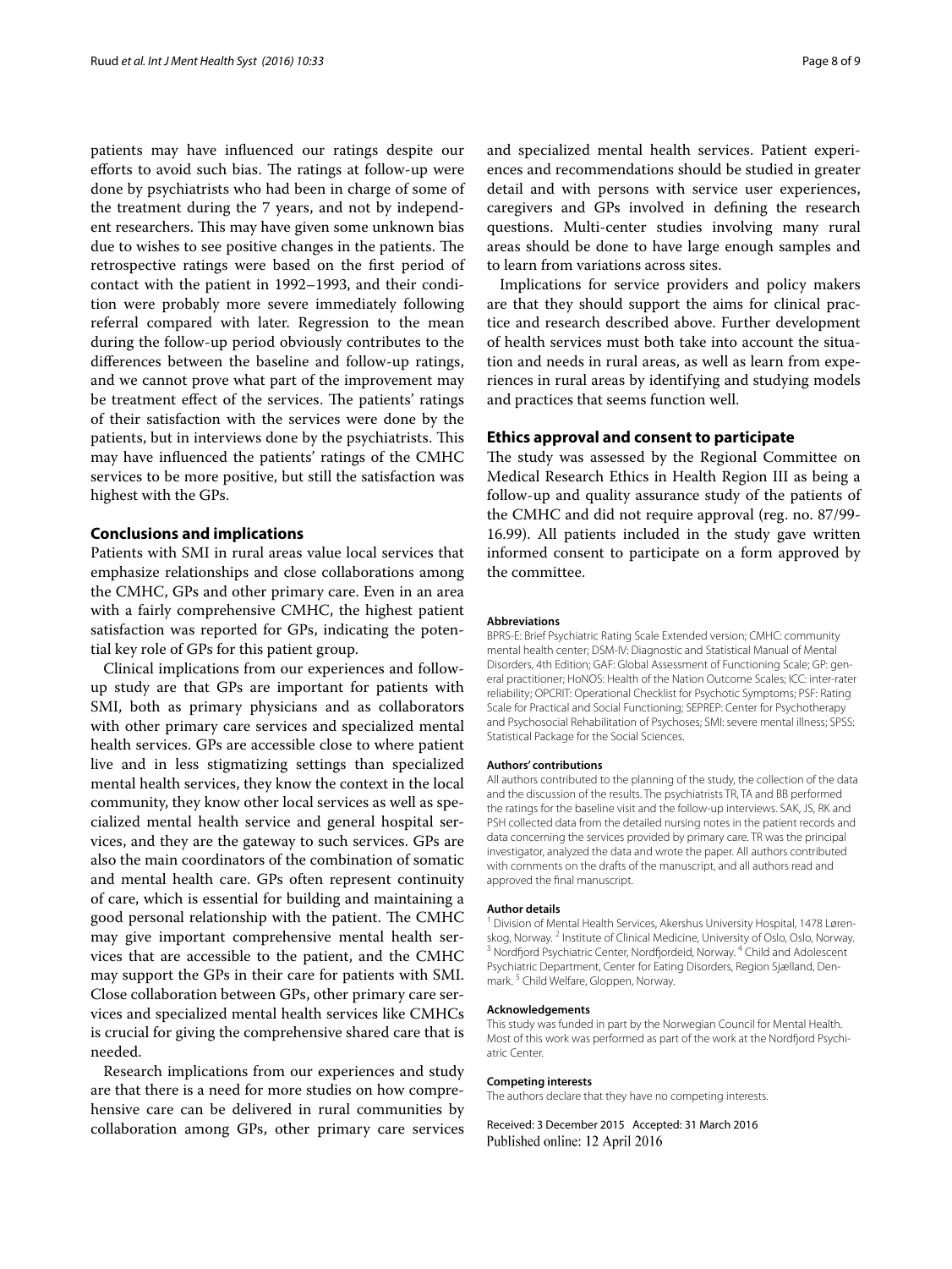patients may have influenced our ratings despite our efforts to avoid such bias. The ratings at follow-up were done by psychiatrists who had been in charge of some of the treatment during the 7 years, and not by independent researchers. This may have given some unknown bias due to wishes to see positive changes in the patients. The retrospective ratings were based on the first period of contact with the patient in 1992–1993, and their condition were probably more severe immediately following referral compared with later. Regression to the mean during the follow-up period obviously contributes to the differences between the baseline and follow-up ratings, and we cannot prove what part of the improvement may be treatment effect of the services. The patients' ratings of their satisfaction with the services were done by the patients, but in interviews done by the psychiatrists. This may have influenced the patients' ratings of the CMHC services to be more positive, but still the satisfaction was highest with the GPs.

## Conclusions and implications

Patients with SMI in rural areas value local services that emphasize relationships and close collaborations among the CMHC, GPs and other primary care. Even in an area with a fairly comprehensive CMHC, the highest patient satisfaction was reported for GPs, indicating the potential key role of GPs for this patient group.

Clinical implications from our experiences and follow-up study are that GPs are important for patients with SMI, both as primary physicians and as collaborators with other primary care services and specialized mental health services. GPs are accessible close to where patient live and in less stigmatizing settings than specialized mental health services, they know the context in the local community, they know other local services as well as specialized mental health service and general hospital services, and they are the gateway to such services. GPs are also the main coordinators of the combination of somatic and mental health care. GPs often represent continuity of care, which is essential for building and maintaining a good personal relationship with the patient. The CMHC may give important comprehensive mental health services that are accessible to the patient, and the CMHC may support the GPs in their care for patients with SMI. Close collaboration between GPs, other primary care services and specialized mental health services like CMHCs is crucial for giving the comprehensive shared care that is needed.

Research implications from our experiences and study are that there is a need for more studies on how comprehensive care can be delivered in rural communities by collaboration among GPs, other primary care services and specialized mental health services. Patient experiences and recommendations should be studied in greater detail and with persons with service user experiences, caregivers and GPs involved in defining the research questions. Multi-center studies involving many rural areas should be done to have large enough samples and to learn from variations across sites.

Implications for service providers and policy makers are that they should support the aims for clinical practice and research described above. Further development of health services must both take into account the situation and needs in rural areas, as well as learn from experiences in rural areas by identifying and studying models and practices that seems function well.

## Ethics approval and consent to participate

The study was assessed by the Regional Committee on Medical Research Ethics in Health Region III as being a follow-up and quality assurance study of the patients of the CMHC and did not require approval (reg. no. 87/99-16.99). All patients included in the study gave written informed consent to participate on a form approved by the committee.

#### Abbreviations

BPRS-E: Brief Psychiatric Rating Scale Extended version; CMHC: community mental health center; DSM-IV: Diagnostic and Statistical Manual of Mental Disorders, 4th Edition; GAF: Global Assessment of Functioning Scale; GP: general practitioner; HoNOS: Health of the Nation Outcome Scales; ICC: inter-rater reliability; OPCRIT: Operational Checklist for Psychotic Symptoms; PSF: Rating Scale for Practical and Social Functioning; SEPREP: Center for Psychotherapy and Psychosocial Rehabilitation of Psychoses; SMI: severe mental illness; SPSS: Statistical Package for the Social Sciences.

#### Authors' contributions

All authors contributed to the planning of the study, the collection of the data and the discussion of the results. The psychiatrists TR, TA and BB performed the ratings for the baseline visit and the follow-up interviews. SAK, JS, RK and PSH collected data from the detailed nursing notes in the patient records and data concerning the services provided by primary care. TR was the principal investigator, analyzed the data and wrote the paper. All authors contributed with comments on the drafts of the manuscript, and all authors read and approved the final manuscript.

#### Author details

[1] Division of Mental Health Services, Akershus University Hospital, 1478 Lørenskog, Norway. [2] Institute of Clinical Medicine, University of Oslo, Oslo, Norway. [3] Nordfjord Psychiatric Center, Nordfjordeid, Norway. [4] Child and Adolescent Psychiatric Department, Center for Eating Disorders, Region Sjælland, Denmark. [5] Child Welfare, Gloppen, Norway.

#### Acknowledgements

This study was funded in part by the Norwegian Council for Mental Health. Most of this work was performed as part of the work at the Nordfjord Psychiatric Center.

#### Competing interests

The authors declare that they have no competing interests.

Received: 3 December 2015 Accepted: 31 March 2016
Published online: 12 April 2016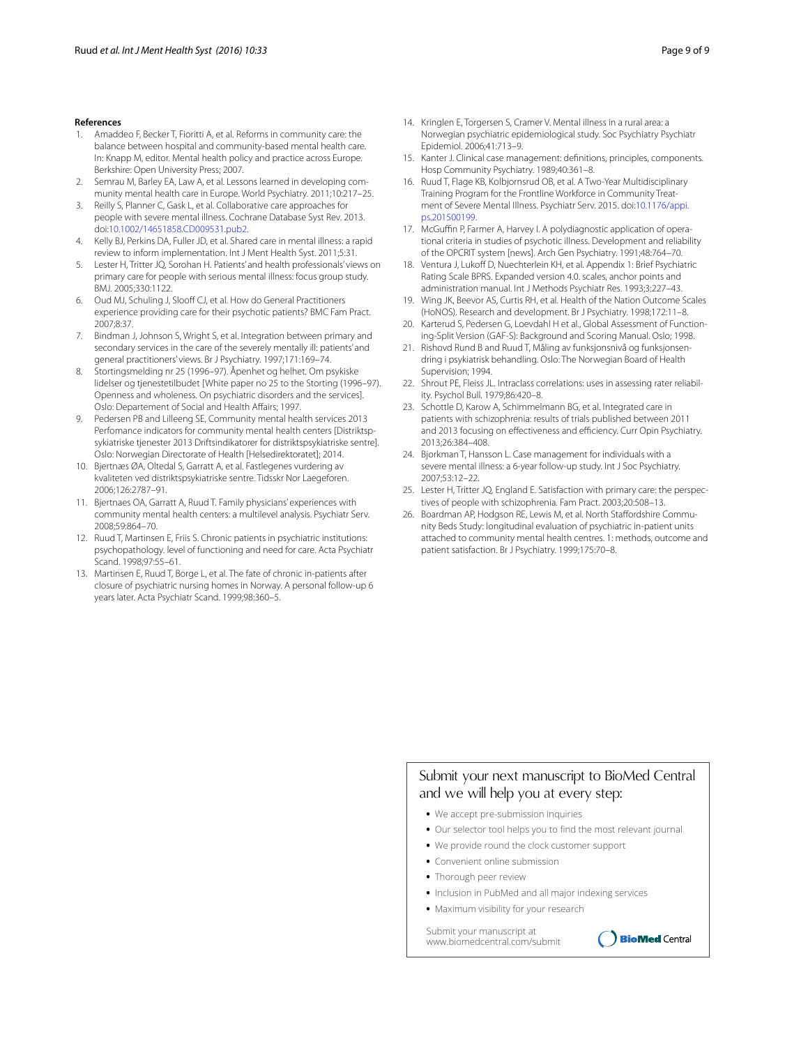### References

1. Amaddeo F, Becker T, Fioritti A, et al. Reforms in community care: the balance between hospital and community-based mental health care. In: Knapp M, editor. Mental health policy and practice across Europe. Berkshire: Open University Press; 2007.
2. Semrau M, Barley EA, Law A, et al. Lessons learned in developing community mental health care in Europe. World Psychiatry. 2011;10:217–25.
3. Reilly S, Planner C, Gask L, et al. Collaborative care approaches for people with severe mental illness. Cochrane Database Syst Rev. 2013. doi:10.1002/14651858.CD009531.pub2.
4. Kelly BJ, Perkins DA, Fuller JD, et al. Shared care in mental illness: a rapid review to inform implementation. Int J Ment Health Syst. 2011;5:31.
5. Lester H, Tritter JQ, Sorohan H. Patients' and health professionals' views on primary care for people with serious mental illness: focus group study. BMJ. 2005;330:1122.
6. Oud MJ, Schuling J, Slooff CJ, et al. How do General Practitioners experience providing care for their psychotic patients? BMC Fam Pract. 2007;8:37.
7. Bindman J, Johnson S, Wright S, et al. Integration between primary and secondary services in the care of the severely mentally ill: patients' and general practitioners' views. Br J Psychiatry. 1997;171:169–74.
8. Stortingsmelding nr 25 (1996–97). Åpenhet og helhet. Om psykiske lidelser og tjenestetilbudet [White paper no 25 to the Storting (1996–97). Openness and wholeness. On psychiatric disorders and the services]. Oslo: Departement of Social and Health Affairs; 1997.
9. Pedersen PB and Lilleeng SE, Community mental health services 2013 Perfomance indicators for community mental health centers [Distriktspsykiatriske tjenester 2013 Driftsindikatorer for distriktspsykiatriske sentre]. Oslo: Norwegian Directorate of Health [Helsedirektoratet]; 2014.
10. Bjertnæs ØA, Oltedal S, Garratt A, et al. Fastlegenes vurdering av kvaliteten ved distriktspsykiatriske sentre. Tidsskr Nor Laegeforen. 2006;126:2787–91.
11. Bjertnaes OA, Garratt A, Ruud T. Family physicians' experiences with community mental health centers: a multilevel analysis. Psychiatr Serv. 2008;59:864–70.
12. Ruud T, Martinsen E, Friis S. Chronic patients in psychiatric institutions: psychopathology. level of functioning and need for care. Acta Psychiatr Scand. 1998;97:55–61.
13. Martinsen E, Ruud T, Borge L, et al. The fate of chronic in-patients after closure of psychiatric nursing homes in Norway. A personal follow-up 6 years later. Acta Psychiatr Scand. 1999;98:360–5.
14. Kringlen E, Torgersen S, Cramer V. Mental illness in a rural area: a Norwegian psychiatric epidemiological study. Soc Psychiatry Psychiatr Epidemiol. 2006;41:713–9.
15. Kanter J. Clinical case management: definitions, principles, components. Hosp Community Psychiatry. 1989;40:361–8.
16. Ruud T, Flage KB, Kolbjornsrud OB, et al. A Two-Year Multidisciplinary Training Program for the Frontline Workforce in Community Treatment of Severe Mental Illness. Psychiatr Serv. 2015. doi:10.1176/appi.ps.201500199.
17. McGuffin P, Farmer A, Harvey I. A polydiagnostic application of operational criteria in studies of psychotic illness. Development and reliability of the OPCRIT system [news]. Arch Gen Psychiatry. 1991;48:764–70.
18. Ventura J, Lukoff D, Nuechterlein KH, et al. Appendix 1: Brief Psychiatric Rating Scale BPRS. Expanded version 4.0. scales, anchor points and administration manual. Int J Methods Psychiatr Res. 1993;3:227–43.
19. Wing JK, Beevor AS, Curtis RH, et al. Health of the Nation Outcome Scales (HoNOS). Research and development. Br J Psychiatry. 1998;172:11–8.
20. Karterud S, Pedersen G, Loevdahl H et al., Global Assessment of Functioning-Split Version (GAF-S): Background and Scoring Manual. Oslo; 1998.
21. Rishovd Rund B and Ruud T, Måling av funksjonsnivå og funksjonsendring i psykiatrisk behandling. Oslo: The Norwegian Board of Health Supervision; 1994.
22. Shrout PE, Fleiss JL. Intraclass correlations: uses in assessing rater reliability. Psychol Bull. 1979;86:420–8.
23. Schottle D, Karow A, Schimmelmann BG, et al. Integrated care in patients with schizophrenia: results of trials published between 2011 and 2013 focusing on effectiveness and efficiency. Curr Opin Psychiatry. 2013;26:384–408.
24. Bjorkman T, Hansson L. Case management for individuals with a severe mental illness: a 6-year follow-up study. Int J Soc Psychiatry. 2007;53:12–22.
25. Lester H, Tritter JQ, England E. Satisfaction with primary care: the perspectives of people with schizophrenia. Fam Pract. 2003;20:508–13.
26. Boardman AP, Hodgson RE, Lewis M, et al. North Staffordshire Community Beds Study: longitudinal evaluation of psychiatric in-patient units attached to community mental health centres. 1: methods, outcome and patient satisfaction. Br J Psychiatry. 1999;175:70–8.

Submit your next manuscript to BioMed Central and we will help you at every step:

- We accept pre-submission inquiries
- Our selector tool helps you to find the most relevant journal
- We provide round the clock customer support
- Convenient online submission
- Thorough peer review
- Inclusion in PubMed and all major indexing services
- Maximum visibility for your research

Submit your manuscript at www.biomedcentral.com/submit

BioMed Central